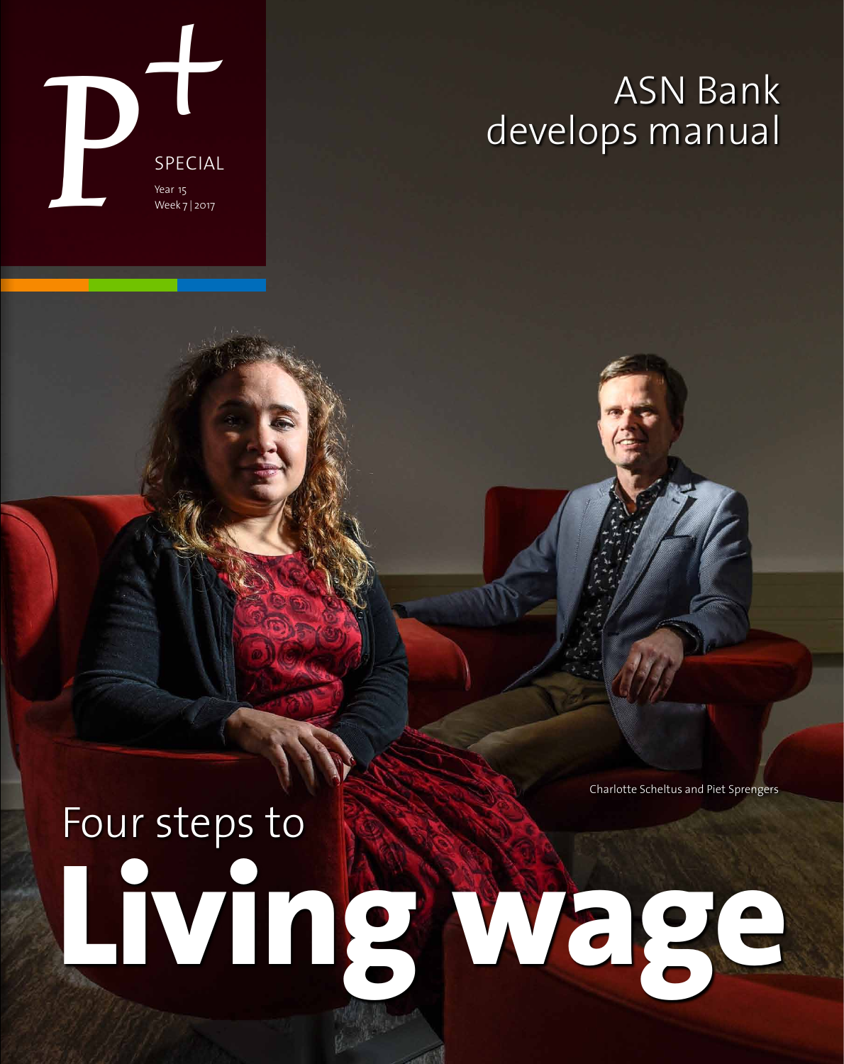P+ SPECIAL

Year 15
Week 7 | 2017

# ASN Bank develops manual

Charlotte Scheltus and Piet Sprengers

# Four steps to Living wage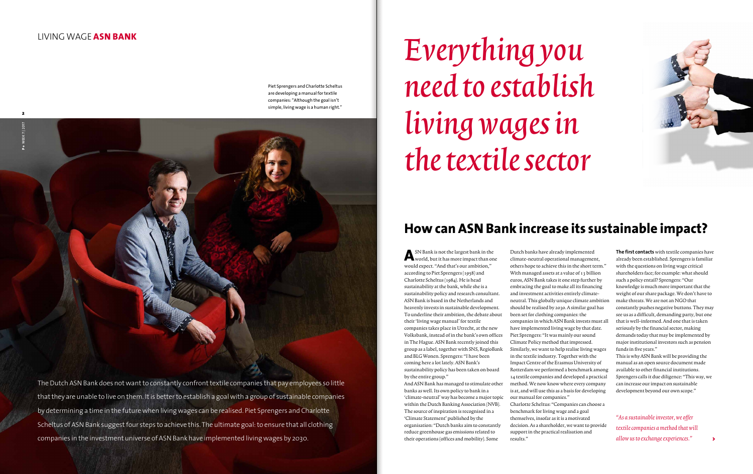LIVING WAGE **ASN BANK**

Piet Sprengers and Charlotte Scheltus are developing a manual for textile companies: "Although the goal isn't simple, living wage is a human right."

# *Everything you need to establish living wages in the textile sector*

The Dutch ASN Bank does not want to constantly confront textile companies that pay employees so little that they are unable to live on them. It is better to establish a goal with a group of sustainable companies by determining a time in the future when living wages can be realised. Piet Sprengers and Charlotte Scheltus of ASN Bank suggest four steps to achieve this. The ultimate goal: to ensure that all clothing companies in the investment universe of ASN Bank have implemented living wages by 2030.

## How can ASN Bank increase its sustainable impact?

ASN Bank is not the largest bank in the world, but it has more impact than one would expect. "And that's our ambition," according to Piet Sprengers (1958) and Charlotte Scheltus (1984). He is head sustainability at the bank, while she is a sustainability policy and research consultant. ASN Bank is based in the Netherlands and heavenly invests in sustainable development. To underline their ambition, the debate about their 'living wage manual' for textile companies takes place in Utrecht, at the new Volksbank, instead of in the bank's own offices in The Hague. ASN Bank recently joined this group as a label, together with SNS, RegioBank and BLG Wonen. Sprengers: "I have been coming here a lot lately. ASN Bank's sustainability policy has been taken on board by the entire group."

And ASN Bank has managed to stimulate other banks as well. Its own policy to bank in a 'climate-neutral' way has become a major topic within the Dutch Banking Association (NVB). The source of inspiration is recognised in a 'Climate Statement' published by the organisation: "Dutch banks aim to constantly reduce greenhouse gas emissions related to their operations (offices and mobility). Some Dutch banks have already implemented climate-neutral operational management, others hope to achieve this in the short term." With managed assets at a value of 13 billion euros, ASN Bank takes it one step further by embracing the goal to make all its financing and investment activities entirely climate-neutral. This globally unique climate ambition should be realised by 2030. A similar goal has been set for clothing companies: the companies in which ASN Bank invests must all have implemented living wage by that date. Piet Sprengers: "It was mainly our sound Climate Policy method that impressed. Similarly, we want to help realise living wages in the textile industry. Together with the Impact Centre of the Erasmus University of Rotterdam we performed a benchmark among 14 textile companies and developed a practical method. We now know where every company is at, and will use this as a basis for developing our manual for companies."

Charlotte Scheltus: "Companies can choose a benchmark for living wage and a goal themselves, insofar as it is a motivated decision. As a shareholder, we want to provide support in the practical realisation and results."

**The first contacts** with textile companies have already been established. Sprengers is familiar with the questions on living wage critical shareholders face; for example: what should such a policy entail? Sprengers: "Our knowledge is much more important that the weight of our share package. We don't have to make threats. We are not an NGO that constantly pushes negative buttons. They may see us as a difficult, demanding party, but one that is well-informed. And one that is taken seriously by the financial sector, making demands today that may be implemented by major institutional investors such as pension funds in five years."

This is why ASN Bank will be providing the manual as an open source document made available to other financial institutions. Sprengers calls it due diligence: "This way, we can increase our impact on sustainable development beyond our own scope."

*"As a sustainable investor, we offer textile companies a method that will allow us to exchange experiences."*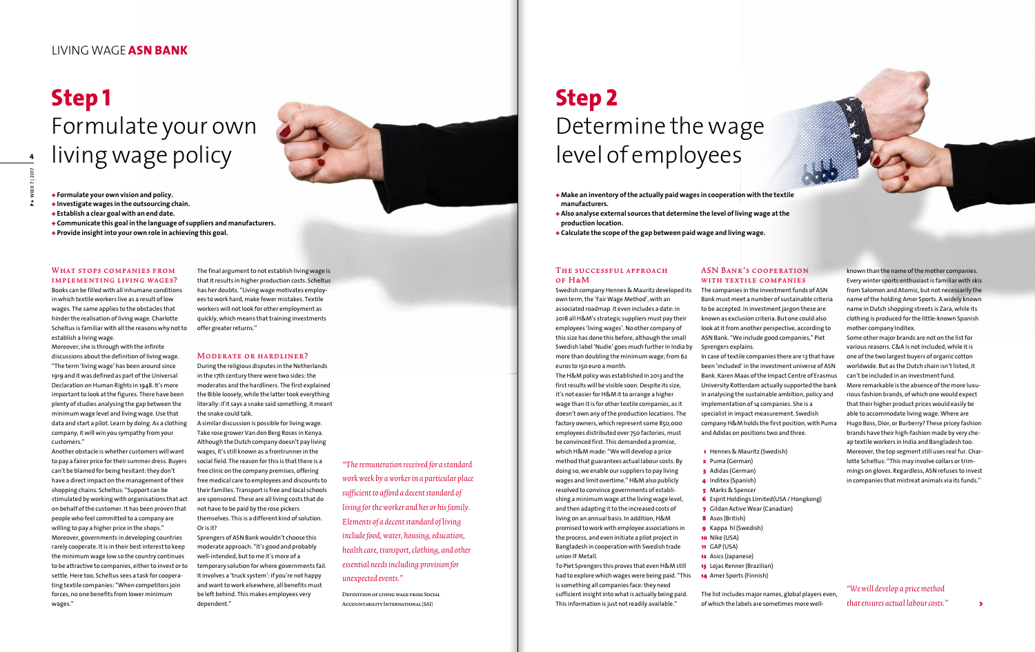# Step 1
## Formulate your own living wage policy

+ **Formulate your own vision and policy.**
+ **Investigate wages in the outsourcing chain.**
+ **Establish a clear goal with an end date.**
+ **Communicate this goal in the language of suppliers and manufacturers.**
+ **Provide insight into your own role in achieving this goal.**

### What stops companies from implementing living wages?

Books can be filled with all inhumane conditions in which textile workers live as a result of low wages. The same applies to the obstacles that hinder the realisation of living wage. Charlotte Scheltus is familiar with all the reasons why not to establish a living wage.

Moreover, she is through with the infinite discussions about the definition of living wage. "The term 'living wage' has been around since 1919 and it was defined as part of the Universal Declaration on Human Rights in 1948. It's more important to look at the figures. There have been plenty of studies analysing the gap between the minimum wage level and living wage. Use that data and start a pilot. Learn by doing. As a clothing company, it will win you sympathy from your customers."

Another obstacle is whether customers will want to pay a fairer price for their summer dress. Buyers can't be blamed for being hesitant: they don't have a direct impact on the management of their shopping chains. Scheltus: "Support can be stimulated by working with organisations that act on behalf of the customer. It has been proven that people who feel committed to a company are willing to pay a higher price in the shops."

Moreover, governments in developing countries rarely cooperate. It is in their best interest to keep the minimum wage low so the country continues to be attractive to companies, either to invest or to settle. Here too, Scheltus sees a task for cooperating textile companies: "When competitors join forces, no one benefits from lower minimum wages."

The final argument to not establish living wage is that it results in higher production costs. Scheltus has her doubts. "Living wage motivates employees to work hard, make fewer mistakes. Textile workers will not look for other employment as quickly, which means that training investments offer greater returns."

### Moderate or hardliner?

During the religious disputes in the Netherlands in the 17th century there were two sides: the moderates and the hardliners. The first explained the Bible loosely, while the latter took everything literally: if it says a snake said something, it meant the snake could talk.

A similar discussion is possible for living wage. Take rose grower Van den Berg Roses in Kenya. Although the Dutch company doesn't pay living wages, it's still known as a frontrunner in the social field. The reason for this is that there is a free clinic on the company premises, offering free medical care to employees and discounts to their families. Transport is free and local schools are sponsored. These are all living costs that do not have to be paid by the rose pickers themselves. This is a different kind of solution. Or is it?

Sprengers of ASN Bank wouldn't choose this moderate approach. "It's good and probably well-intended, but to me it's more of a temporary solution for where governments fail. It involves a 'truck system': if you're not happy and want to work elsewhere, all benefits must be left behind. This makes employees very dependent."

*"The remuneration received for a standard work week by a worker in a particular place sufficient to afford a decent standard of living for the worker and her or his family. Elements of a decent standard of living include food, water, housing, education, health care, transport, clothing, and other essential needs including provision for unexpected events."*

Definition of living wage from Social Accountability International (SAI)

# Step 2
## Determine the wage level of employees

+ **Make an inventory of the actually paid wages in cooperation with the textile manufacturers.**
+ **Also analyse external sources that determine the level of living wage at the production location.**
+ **Calculate the scope of the gap between paid wage and living wage.**

### The successful approach of H&M

Swedish company Hennes & Mauritz developed its own term, the 'Fair Wage Method', with an associated roadmap. It even includes a date: in 2018 all H&M's strategic suppliers must pay their employees 'living wages'. No other company of this size has done this before, although the small Swedish label 'Nudie' goes much further in India by more than doubling the minimum wage; from 62 euros to 150 euro a month.

The H&M policy was established in 2013 and the first results will be visible soon. Despite its size, it's not easier for H&M it to arrange a higher wage than it is for other textile companies, as it doesn't own any of the production locations. The factory owners, which represent some 850,000 employees distributed over 750 factories, must be convinced first. This demanded a promise, which H&M made: "We will develop a price method that guarantees actual labour costs. By doing so, we enable our suppliers to pay living wages and limit overtime." H&M also publicly resolved to convince governments of establishing a minimum wage at the living wage level, and then adapting it to the increased costs of living on an annual basis. In addition, H&M promised to work with employee associations in the process, and even initiate a pilot project in Bangladesh in cooperation with Swedish trade union IF Metall.

To Piet Sprengers this proves that even H&M still had to explore which wages were being paid. "This is something all companies face: they need sufficient insight into what is actually being paid. This information is just not readily available."

### ASN Bank's cooperation with textile companies

The companies in the investment funds of ASN Bank must meet a number of sustainable criteria to be accepted. In investment jargon these are known as exclusion criteria. But one could also look at it from another perspective, according to ASN Bank. "We include good companies," Piet Sprengers explains.

In case of textile companies there are 13 that have been 'included' in the investment universe of ASN Bank. Karen Maas of the Impact Centre of Erasmus University Rotterdam actually supported the bank in analysing the sustainable ambition, policy and implementation of 14 companies. She is a specialist in impact measurement. Swedish company H&M holds the first position, with Puma and Adidas on positions two and three.

1. Hennes & Mauritz (Swedish)
2. Puma (German)
3. Adidas (German)
4. Inditex (Spanish)
5. Marks & Spencer
6. Esprit Holdings Limited (USA / Hongkong)
7. Gildan Active Wear (Canadian)
8. Asos (British)
9. Kappa hl (Swedish)
10. Nike (USA)
11. GAP (USA)
12. Asics (Japanese)
13. Lojas Renner (Brazilian)
14. Amer Sports (Finnish)

The list includes major names, global players even, of which the labels are sometimes more well-known than the name of the mother companies. Every winter sports enthusiast is familiar with skis from Salomon and Atomic, but not necessarily the name of the holding Amer Sports. A widely known name in Dutch shopping streets is Zara, while its clothing is produced for the little-known Spanish mother company Inditex.

Some other major brands are not on the list for various reasons. C&A is not included, while it is one of the two largest buyers of organic cotton worldwide. But as the Dutch chain isn't listed, it can't be included in an investment fund.

More remarkable is the absence of the more luxurious fashion brands, of which one would expect that their higher product prices would easily be able to accommodate living wage. Where are Hugo Boss, Dior, or Burberry? These pricey fashion brands have their high-fashion made by very cheap textile workers in India and Bangladesh too. Moreover, the top segment still uses real fur. Charlotte Scheltus: "This may involve collars or trimmings on gloves. Regardless, ASN refuses to invest in companies that mistreat animals via its funds."

*"We will develop a price method that ensures actual labour costs."*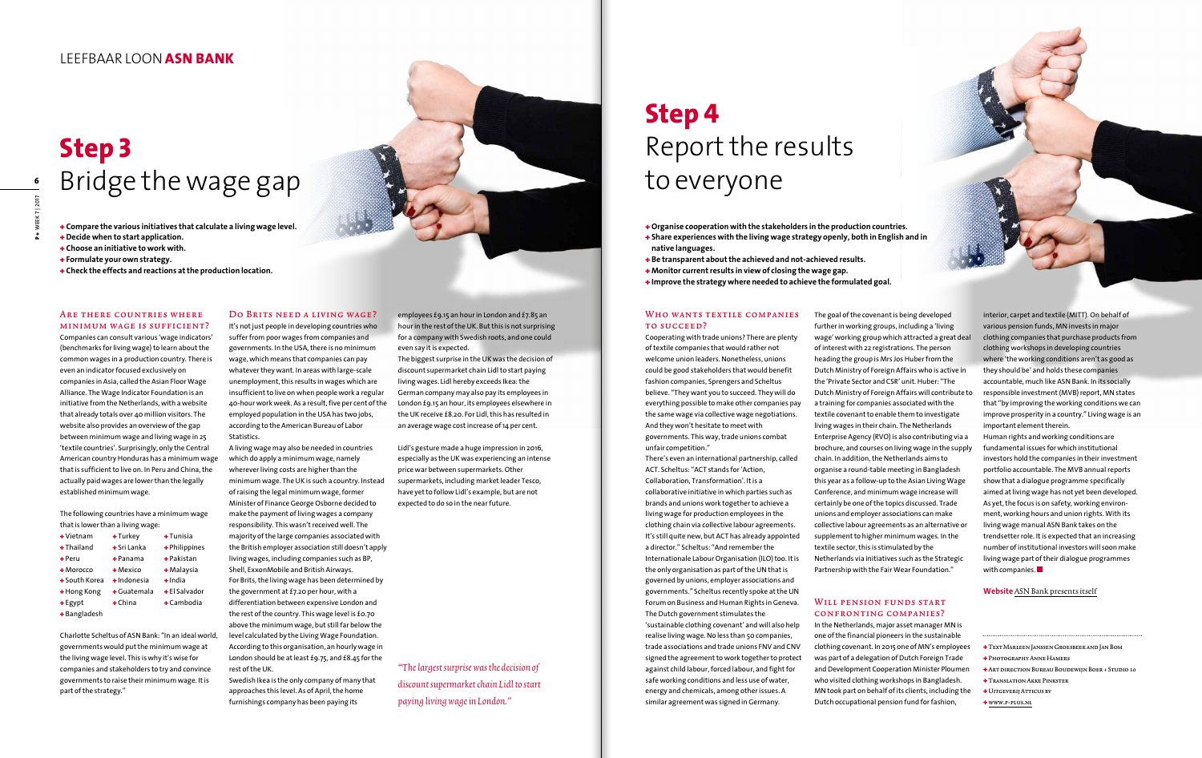# Step 3
## Bridge the wage gap

- Compare the various initiatives that calculate a living wage level.
- Decide when to start application.
- Choose an initiative to work with.
- Formulate your own strategy.
- Check the effects and reactions at the production location.

### Are there countries where minimum wage is sufficient?

Companies can consult various 'wage indicators' (benchmarks for living wage) to learn about the common wages in a production country. There is even an indicator focused exclusively on companies in Asia, called the Asian Floor Wage Alliance. The Wage Indicator Foundation is an initiative from the Netherlands, with a website that already totals over 40 million visitors. The website also provides an overview of the gap between minimum wage and living wage in 25 'textile countries'. Surprisingly, only the Central American country Honduras has a minimum wage that is sufficient to live on. In Peru and China, the actually paid wages are lower than the legally established minimum wage.

The following countries have a minimum wage that is lower than a living wage:

- Vietnam
- Thailand
- Peru
- Morocco
- South Korea
- Hong Kong
- Egypt
- Bangladesh
- Turkey
- Sri Lanka
- Panama
- Mexico
- Indonesia
- Guatemala
- China
- Tunisia
- Philippines
- Pakistan
- Malaysia
- India
- El Salvador
- Cambodia

Charlotte Scheltus of ASN Bank: "In an ideal world, governments would put the minimum wage at the living wage level. This is why it's wise for companies and stakeholders to try and convince governments to raise their minimum wage. It is part of the strategy."

### Do Brits need a living wage?

It's not just people in developing countries who suffer from poor wages from companies and governments. In the USA, there is no minimum wage, which means that companies can pay whatever they want. In areas with large-scale unemployment, this results in wages which are insufficient to live on when people work a regular 40-hour work week. As a result, five per cent of the employed population in the USA has two jobs, according to the American Bureau of Labor Statistics.

A living wage may also be needed in countries which do apply a minimum wage, namely wherever living costs are higher than the minimum wage. The UK is such a country. Instead of raising the legal minimum wage, former Minister of Finance George Osborne decided to make the payment of living wages a company responsibility. This wasn't received well. The majority of the large companies associated with the British employer association still doesn't apply living wages, including companies such as BP, Shell, ExxonMobile and British Airways.

For Brits, the living wage has been determined by the government at £7.20 per hour, with a differentiation between expensive London and the rest of the country. This wage level is £0.70 above the minimum wage, but still far below the level calculated by the Living Wage Foundation. According to this organisation, an hourly wage in London should be at least £9.75, and £8.45 for the rest of the UK.

Swedish Ikea is the only company of many that approaches this level. As of April, the home furnishings company has been paying its employees £9.15 an hour in London and £7.85 an hour in the rest of the UK. But this is not surprising for a company with Swedish roots, and one could even say it is expected.

The biggest surprise in the UK was the decision of discount supermarket chain Lidl to start paying living wages. Lidl hereby exceeds Ikea: the German company may also pay its employees in London £9.15 an hour, its employees elsewhere in the UK receive £8.20. For Lidl, this has resulted in an average wage cost increase of 14 per cent.

Lidl's gesture made a huge impression in 2016, especially as the UK was experiencing an intense price war between supermarkets. Other supermarkets, including market leader Tesco, have yet to follow Lidl's example, but are not expected to do so in the near future.

*"The largest surprise was the decision of discount supermarket chain Lidl to start paying living wage in London."*

# Step 4
## Report the results to everyone

- Organise cooperation with the stakeholders in the production countries.
- Share experiences with the living wage strategy openly, both in English and in native languages.
- Be transparent about the achieved and not-achieved results.
- Monitor current results in view of closing the wage gap.
- Improve the strategy where needed to achieve the formulated goal.

### Who wants textile companies to succeed?

Cooperating with trade unions? There are plenty of textile companies that would rather not welcome union leaders. Nonetheless, unions could be good stakeholders that would benefit fashion companies, Sprengers and Scheltus believe. "They want you to succeed. They will do everything possible to make other companies pay the same wage via collective wage negotiations. And they won't hesitate to meet with governments. This way, trade unions combat unfair competition."

There's even an international partnership, called ACT. Scheltus: "ACT stands for 'Action, Collaboration, Transformation'. It is a collaborative initiative in which parties such as brands and unions work together to achieve a living wage for production employees in the clothing chain via collective labour agreements. It's still quite new, but ACT has already appointed a director." Scheltus: "And remember the Internationale Labour Organisation (ILO) too. It is the only organisation as part of the UN that is governed by unions, employer associations and governments." Scheltus recently spoke at the UN Forum on Business and Human Rights in Geneva.

The Dutch government stimulates the 'sustainable clothing covenant' and will also help realise living wage. No less than 50 companies, trade associations and trade unions FNV and CNV signed the agreement to work together to protect against child labour, forced labour, and fight for safe working conditions and less use of water, energy and chemicals, among other issues. A similar agreement was signed in Germany.

The goal of the covenant is being developed further in working groups, including a 'living wage' working group which attracted a great deal of interest with 22 registrations. The person heading the group is Mrs Jos Huber from the Dutch Ministry of Foreign Affairs who is active in the 'Private Sector and CSR' unit. Huber: "The Dutch Ministry of Foreign Affairs will contribute to a training for companies associated with the textile covenant to enable them to investigate living wages in their chain. The Netherlands Enterprise Agency (RVO) is also contributing via a brochure, and courses on living wage in the supply chain. In addition, the Netherlands aims to organise a round-table meeting in Bangladesh this year as a follow-up to the Asian Living Wage Conference, and minimum wage increase will certainly be one of the topics discussed. Trade unions and employer associations can make collective labour agreements as an alternative or supplement to higher minimum wages. In the textile sector, this is stimulated by the Netherlands via initiatives such as the Strategic Partnership with the Fair Wear Foundation."

### Will pension funds start confronting companies?

In the Netherlands, major asset manager MN is one of the financial pioneers in the sustainable clothing covenant. In 2015 one of MN's employees was part of a delegation of Dutch Foreign Trade and Development Cooperation Minister Ploumen who visited clothing workshops in Bangladesh. MN took part on behalf of its clients, including the Dutch occupational pension fund for fashion, interior, carpet and textile (MITT). On behalf of various pension funds, MN invests in major clothing companies that purchase products from clothing workshops in developing countries where 'the working conditions aren't as good as they should be' and holds these companies accountable, much like ASN Bank. In its socially responsible investment (MVB) report, MN states that "by improving the working conditions we can improve prosperity in a country." Living wage is an important element therein.

Human rights and working conditions are fundamental issues for which institutional investors hold the companies in their investment portfolio accountable. The MVB annual reports show that a dialogue programme specifically aimed at living wage has not yet been developed. As yet, the focus is on safety, working environment, working hours and union rights. With its living wage manual ASN Bank takes on the trendsetter role. It is expected that an increasing number of institutional investors will soon make living wage part of their dialogue programmes with companies. ■

**Website** ASN Bank presents itself

- Text Marleen Janssen Groesbeek and Jan Bom
- Photography Anne Hamers
- Art direction Bureau Boudewijn Boer + Studio 10
- Translation Akke Pinkster
- Uitgeverij Atticus BV
- www.p-plus.nl